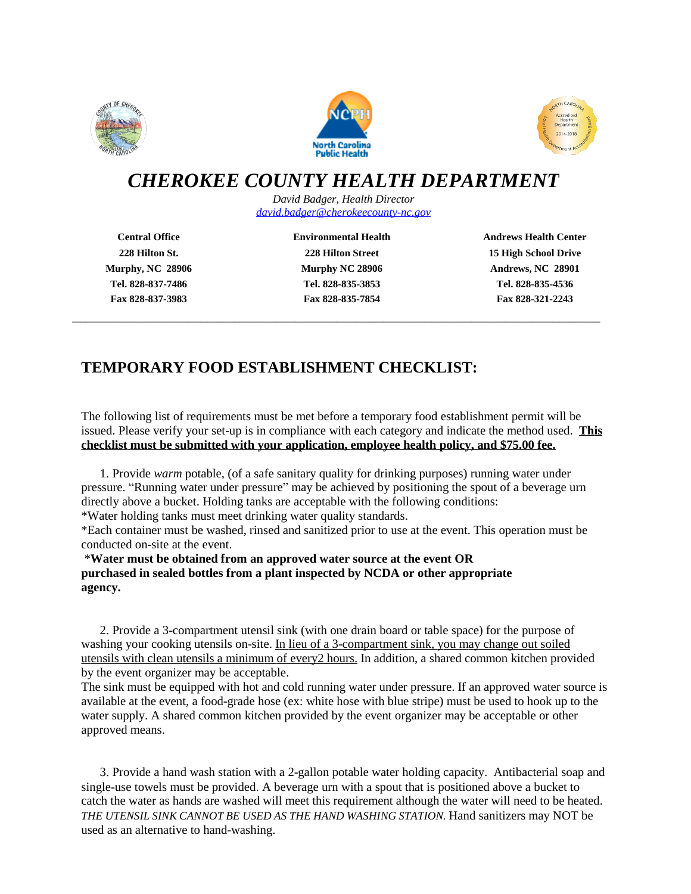# *CHEROKEE COUNTY HEALTH DEPARTMENT*

*David Badger, Health Director*
*david.badger@cherokeecounty-nc.gov*

| Central Office | Environmental Health | Andrews Health Center |
|---|---|---|
| 228 Hilton St. | 228 Hilton Street | 15 High School Drive |
| Murphy, NC 28906 | Murphy NC 28906 | Andrews, NC 28901 |
| Tel. 828-837-7486 | Tel. 828-835-3853 | Tel. 828-835-4536 |
| Fax 828-837-3983 | Fax 828-835-7854 | Fax 828-321-2243 |

---

## TEMPORARY FOOD ESTABLISHMENT CHECKLIST:

The following list of requirements must be met before a temporary food establishment permit will be issued. Please verify your set-up is in compliance with each category and indicate the method used. **This checklist must be submitted with your application, employee health policy, and $75.00 fee.**

1. Provide *warm* potable, (of a safe sanitary quality for drinking purposes) running water under pressure. "Running water under pressure" may be achieved by positioning the spout of a beverage urn directly above a bucket. Holding tanks are acceptable with the following conditions:
*Water holding tanks must meet drinking water quality standards.
*Each container must be washed, rinsed and sanitized prior to use at the event. This operation must be conducted on-site at the event.
***Water must be obtained from an approved water source at the event OR purchased in sealed bottles from a plant inspected by NCDA or other appropriate agency.**

2. Provide a 3-compartment utensil sink (with one drain board or table space) for the purpose of washing your cooking utensils on-site. In lieu of a 3-compartment sink, you may change out soiled utensils with clean utensils a minimum of every2 hours. In addition, a shared common kitchen provided by the event organizer may be acceptable.
The sink must be equipped with hot and cold running water under pressure. If an approved water source is available at the event, a food-grade hose (ex: white hose with blue stripe) must be used to hook up to the water supply. A shared common kitchen provided by the event organizer may be acceptable or other approved means.

3. Provide a hand wash station with a 2-gallon potable water holding capacity. Antibacterial soap and single-use towels must be provided. A beverage urn with a spout that is positioned above a bucket to catch the water as hands are washed will meet this requirement although the water will need to be heated. *THE UTENSIL SINK CANNOT BE USED AS THE HAND WASHING STATION.* Hand sanitizers may NOT be used as an alternative to hand-washing.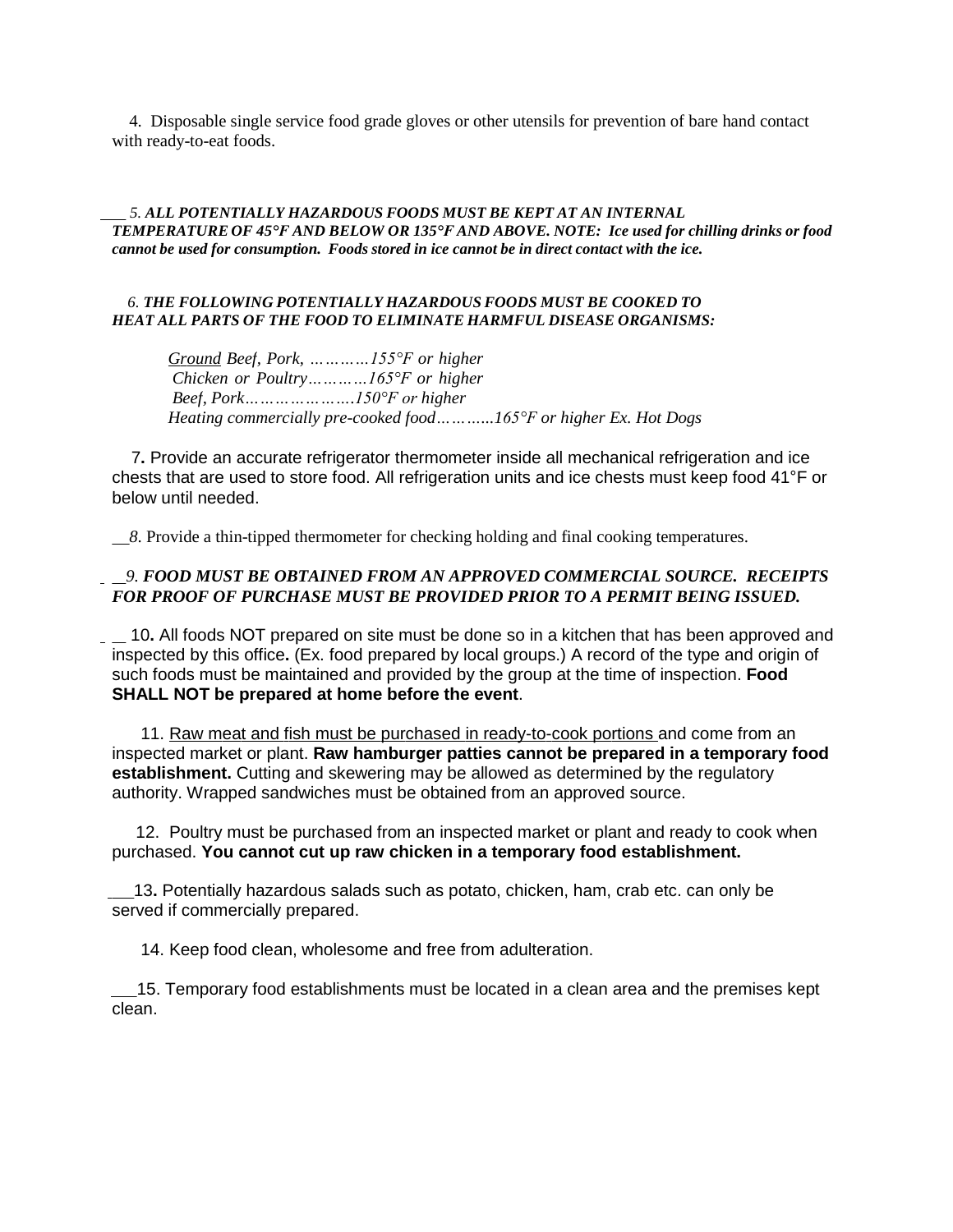4. Disposable single service food grade gloves or other utensils for prevention of bare hand contact with ready-to-eat foods.

___ *5.* ***ALL POTENTIALLY HAZARDOUS FOODS MUST BE KEPT AT AN INTERNAL TEMPERATURE OF 45°F AND BELOW OR 135°F AND ABOVE. NOTE: Ice used for chilling drinks or food cannot be used for consumption. Foods stored in ice cannot be in direct contact with the ice.***

*6.* ***THE FOLLOWING POTENTIALLY HAZARDOUS FOODS MUST BE COOKED TO HEAT ALL PARTS OF THE FOOD TO ELIMINATE HARMFUL DISEASE ORGANISMS:***

*Ground Beef, Pork, …………155°F or higher*
*Chicken or Poultry…………165°F or higher*
*Beef, Pork………………….150°F or higher*
*Heating commercially pre-cooked food………..165°F or higher Ex. Hot Dogs*

7**.** Provide an accurate refrigerator thermometer inside all mechanical refrigeration and ice chests that are used to store food. All refrigeration units and ice chests must keep food 41°F or below until needed.

__*8.* Provide a thin-tipped thermometer for checking holding and final cooking temperatures.

__*9.* ***FOOD MUST BE OBTAINED FROM AN APPROVED COMMERCIAL SOURCE. RECEIPTS FOR PROOF OF PURCHASE MUST BE PROVIDED PRIOR TO A PERMIT BEING ISSUED.***

__ 10**.** All foods NOT prepared on site must be done so in a kitchen that has been approved and inspected by this office**.** (Ex. food prepared by local groups.) A record of the type and origin of such foods must be maintained and provided by the group at the time of inspection. **Food SHALL NOT be prepared at home before the event**.

11. Raw meat and fish must be purchased in ready-to-cook portions and come from an inspected market or plant. **Raw hamburger patties cannot be prepared in a temporary food establishment.** Cutting and skewering may be allowed as determined by the regulatory authority. Wrapped sandwiches must be obtained from an approved source.

12. Poultry must be purchased from an inspected market or plant and ready to cook when purchased. **You cannot cut up raw chicken in a temporary food establishment.**

___13**.** Potentially hazardous salads such as potato, chicken, ham, crab etc. can only be served if commercially prepared.

14. Keep food clean, wholesome and free from adulteration.

___15. Temporary food establishments must be located in a clean area and the premises kept clean.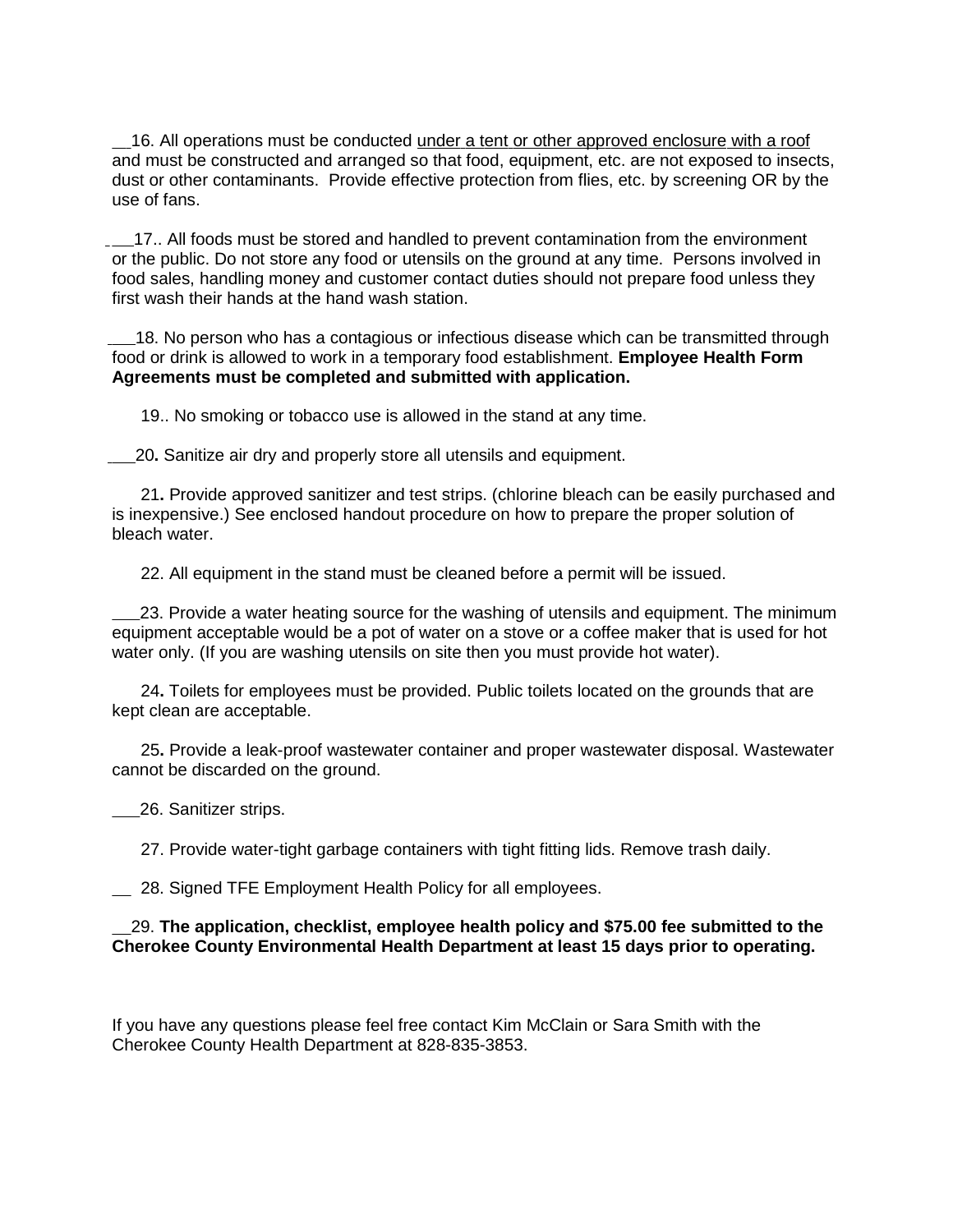\_\_16. All operations must be conducted <u>under a tent or other approved enclosure with a roof</u> and must be constructed and arranged so that food, equipment, etc. are not exposed to insects, dust or other contaminants. Provide effective protection from flies, etc. by screening OR by the use of fans.

\_\_\_17.. All foods must be stored and handled to prevent contamination from the environment or the public. Do not store any food or utensils on the ground at any time. Persons involved in food sales, handling money and customer contact duties should not prepare food unless they first wash their hands at the hand wash station.

\_\_\_18. No person who has a contagious or infectious disease which can be transmitted through food or drink is allowed to work in a temporary food establishment. **Employee Health Form Agreements must be completed and submitted with application.**

19.. No smoking or tobacco use is allowed in the stand at any time.

\_\_\_20**.** Sanitize air dry and properly store all utensils and equipment.

21**.** Provide approved sanitizer and test strips. (chlorine bleach can be easily purchased and is inexpensive.) See enclosed handout procedure on how to prepare the proper solution of bleach water.

22. All equipment in the stand must be cleaned before a permit will be issued.

\_\_\_23. Provide a water heating source for the washing of utensils and equipment. The minimum equipment acceptable would be a pot of water on a stove or a coffee maker that is used for hot water only. (If you are washing utensils on site then you must provide hot water).

24**.** Toilets for employees must be provided. Public toilets located on the grounds that are kept clean are acceptable.

25**.** Provide a leak-proof wastewater container and proper wastewater disposal. Wastewater cannot be discarded on the ground.

\_\_\_26. Sanitizer strips.

27. Provide water-tight garbage containers with tight fitting lids. Remove trash daily.

\_\_ 28. Signed TFE Employment Health Policy for all employees.

\_\_29. **The application, checklist, employee health policy and $75.00 fee submitted to the Cherokee County Environmental Health Department at least 15 days prior to operating.**

If you have any questions please feel free contact Kim McClain or Sara Smith with the Cherokee County Health Department at 828-835-3853.